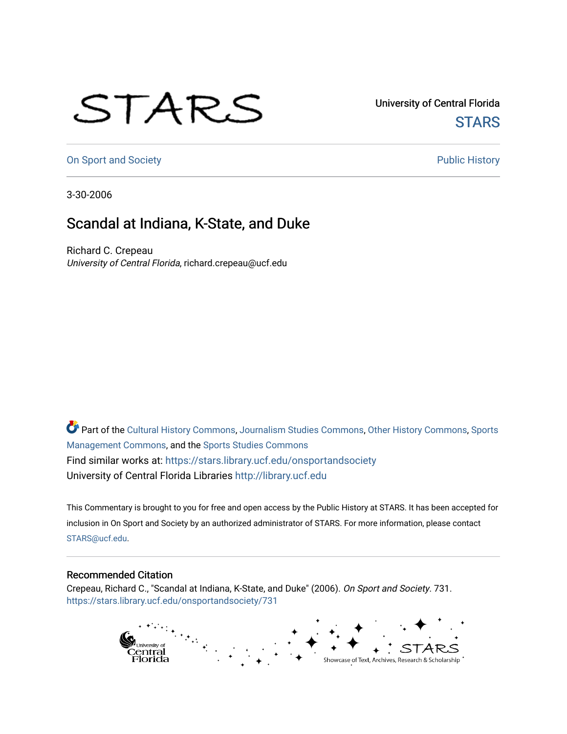University of Central Florida

STARS

On Sport and Society

Public History

3-30-2006

# Scandal at Indiana, K-State, and Duke

Richard C. Crepeau

*University of Central Florida*, richard.crepeau@ucf.edu

Part of the Cultural History Commons, Journalism Studies Commons, Other History Commons, Sports Management Commons, and the Sports Studies Commons

Find similar works at: https://stars.library.ucf.edu/onsportandsociety

University of Central Florida Libraries http://library.ucf.edu

This Commentary is brought to you for free and open access by the Public History at STARS. It has been accepted for inclusion in On Sport and Society by an authorized administrator of STARS. For more information, please contact STARS@ucf.edu.

## Recommended Citation

Crepeau, Richard C., "Scandal at Indiana, K-State, and Duke" (2006). *On Sport and Society*. 731.
https://stars.library.ucf.edu/onsportandsociety/731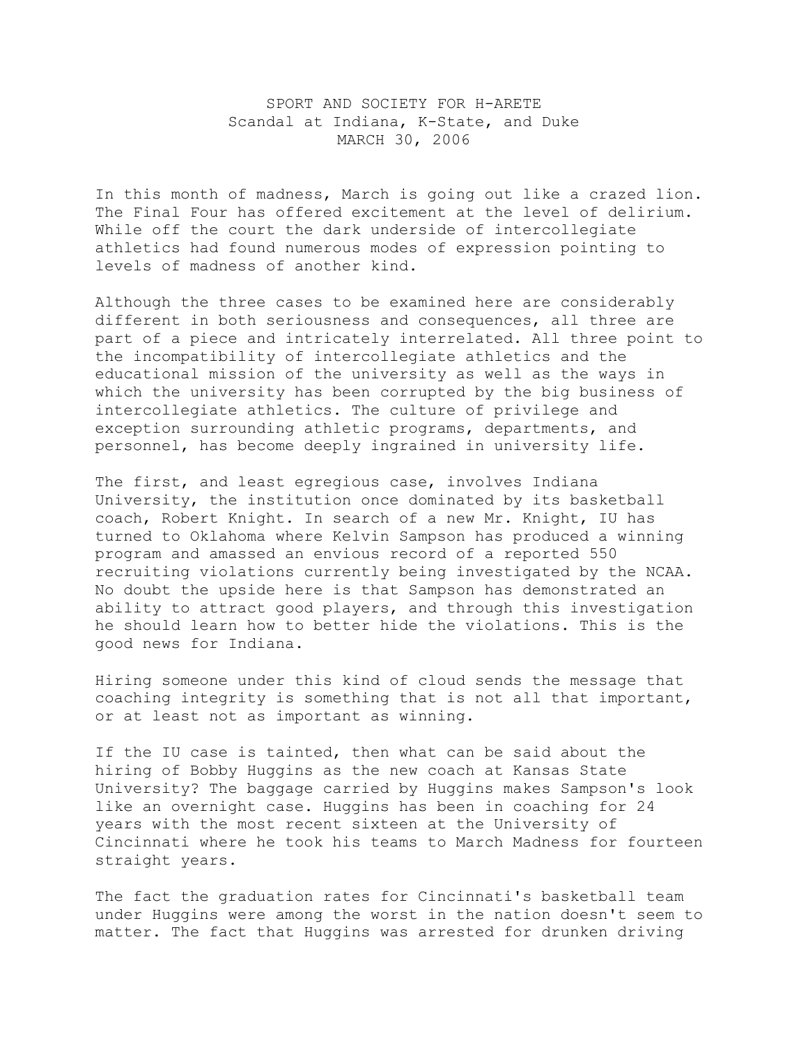SPORT AND SOCIETY FOR H-ARETE  
Scandal at Indiana, K-State, and Duke  
MARCH 30, 2006

In this month of madness, March is going out like a crazed lion. The Final Four has offered excitement at the level of delirium. While off the court the dark underside of intercollegiate athletics had found numerous modes of expression pointing to levels of madness of another kind.

Although the three cases to be examined here are considerably different in both seriousness and consequences, all three are part of a piece and intricately interrelated. All three point to the incompatibility of intercollegiate athletics and the educational mission of the university as well as the ways in which the university has been corrupted by the big business of intercollegiate athletics. The culture of privilege and exception surrounding athletic programs, departments, and personnel, has become deeply ingrained in university life.

The first, and least egregious case, involves Indiana University, the institution once dominated by its basketball coach, Robert Knight. In search of a new Mr. Knight, IU has turned to Oklahoma where Kelvin Sampson has produced a winning program and amassed an envious record of a reported 550 recruiting violations currently being investigated by the NCAA. No doubt the upside here is that Sampson has demonstrated an ability to attract good players, and through this investigation he should learn how to better hide the violations. This is the good news for Indiana.

Hiring someone under this kind of cloud sends the message that coaching integrity is something that is not all that important, or at least not as important as winning.

If the IU case is tainted, then what can be said about the hiring of Bobby Huggins as the new coach at Kansas State University? The baggage carried by Huggins makes Sampson's look like an overnight case. Huggins has been in coaching for 24 years with the most recent sixteen at the University of Cincinnati where he took his teams to March Madness for fourteen straight years.

The fact the graduation rates for Cincinnati's basketball team under Huggins were among the worst in the nation doesn't seem to matter. The fact that Huggins was arrested for drunken driving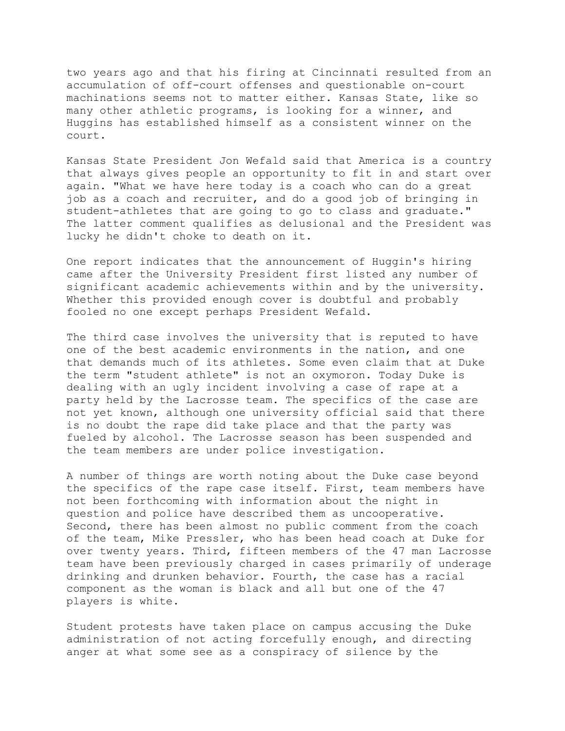two years ago and that his firing at Cincinnati resulted from an accumulation of off-court offenses and questionable on-court machinations seems not to matter either. Kansas State, like so many other athletic programs, is looking for a winner, and Huggins has established himself as a consistent winner on the court.

Kansas State President Jon Wefald said that America is a country that always gives people an opportunity to fit in and start over again. "What we have here today is a coach who can do a great job as a coach and recruiter, and do a good job of bringing in student-athletes that are going to go to class and graduate." The latter comment qualifies as delusional and the President was lucky he didn't choke to death on it.

One report indicates that the announcement of Huggin's hiring came after the University President first listed any number of significant academic achievements within and by the university. Whether this provided enough cover is doubtful and probably fooled no one except perhaps President Wefald.

The third case involves the university that is reputed to have one of the best academic environments in the nation, and one that demands much of its athletes. Some even claim that at Duke the term "student athlete" is not an oxymoron. Today Duke is dealing with an ugly incident involving a case of rape at a party held by the Lacrosse team. The specifics of the case are not yet known, although one university official said that there is no doubt the rape did take place and that the party was fueled by alcohol. The Lacrosse season has been suspended and the team members are under police investigation.

A number of things are worth noting about the Duke case beyond the specifics of the rape case itself. First, team members have not been forthcoming with information about the night in question and police have described them as uncooperative. Second, there has been almost no public comment from the coach of the team, Mike Pressler, who has been head coach at Duke for over twenty years. Third, fifteen members of the 47 man Lacrosse team have been previously charged in cases primarily of underage drinking and drunken behavior. Fourth, the case has a racial component as the woman is black and all but one of the 47 players is white.

Student protests have taken place on campus accusing the Duke administration of not acting forcefully enough, and directing anger at what some see as a conspiracy of silence by the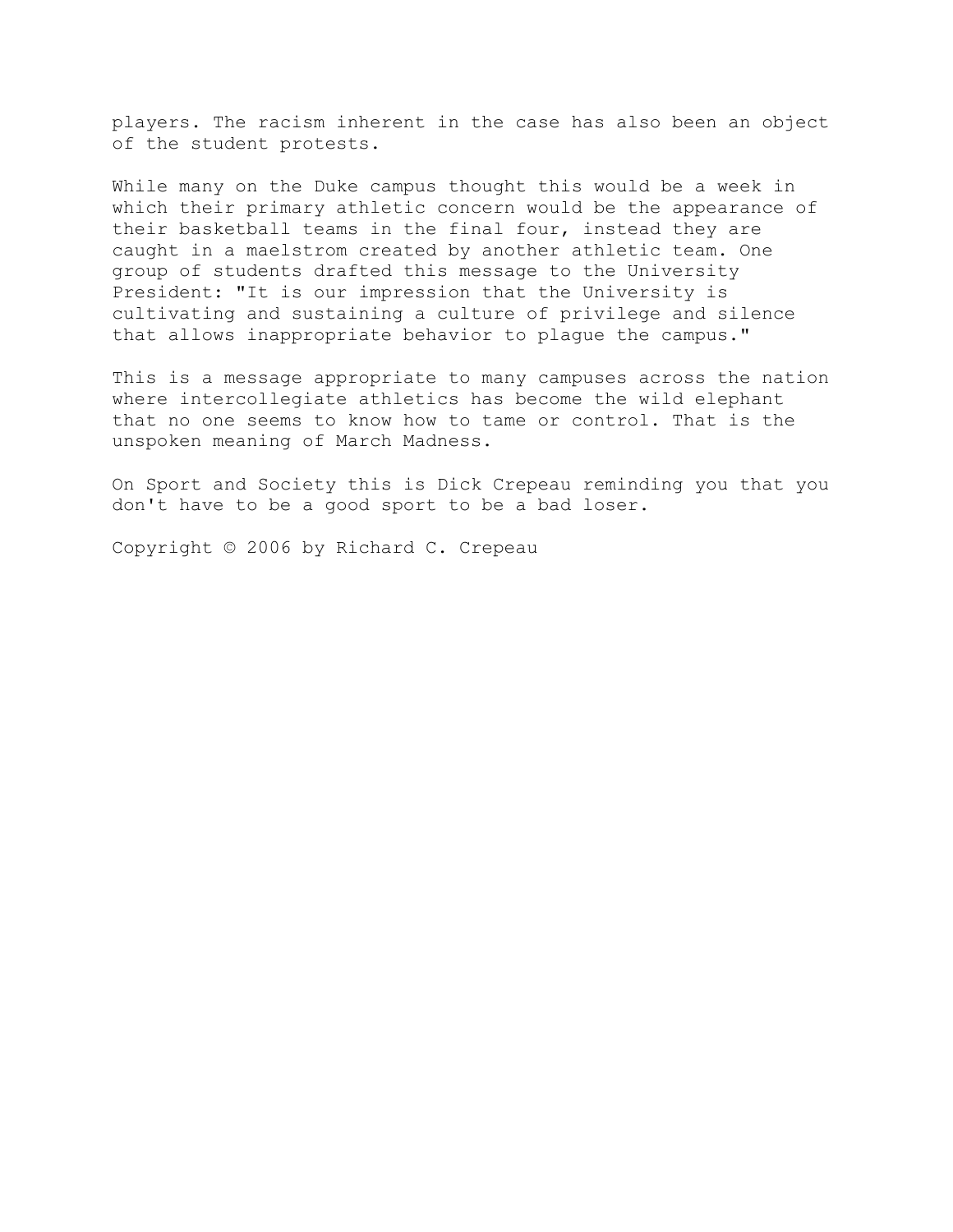players. The racism inherent in the case has also been an object of the student protests.

While many on the Duke campus thought this would be a week in which their primary athletic concern would be the appearance of their basketball teams in the final four, instead they are caught in a maelstrom created by another athletic team. One group of students drafted this message to the University President: "It is our impression that the University is cultivating and sustaining a culture of privilege and silence that allows inappropriate behavior to plague the campus."

This is a message appropriate to many campuses across the nation where intercollegiate athletics has become the wild elephant that no one seems to know how to tame or control. That is the unspoken meaning of March Madness.

On Sport and Society this is Dick Crepeau reminding you that you don't have to be a good sport to be a bad loser.

Copyright © 2006 by Richard C. Crepeau